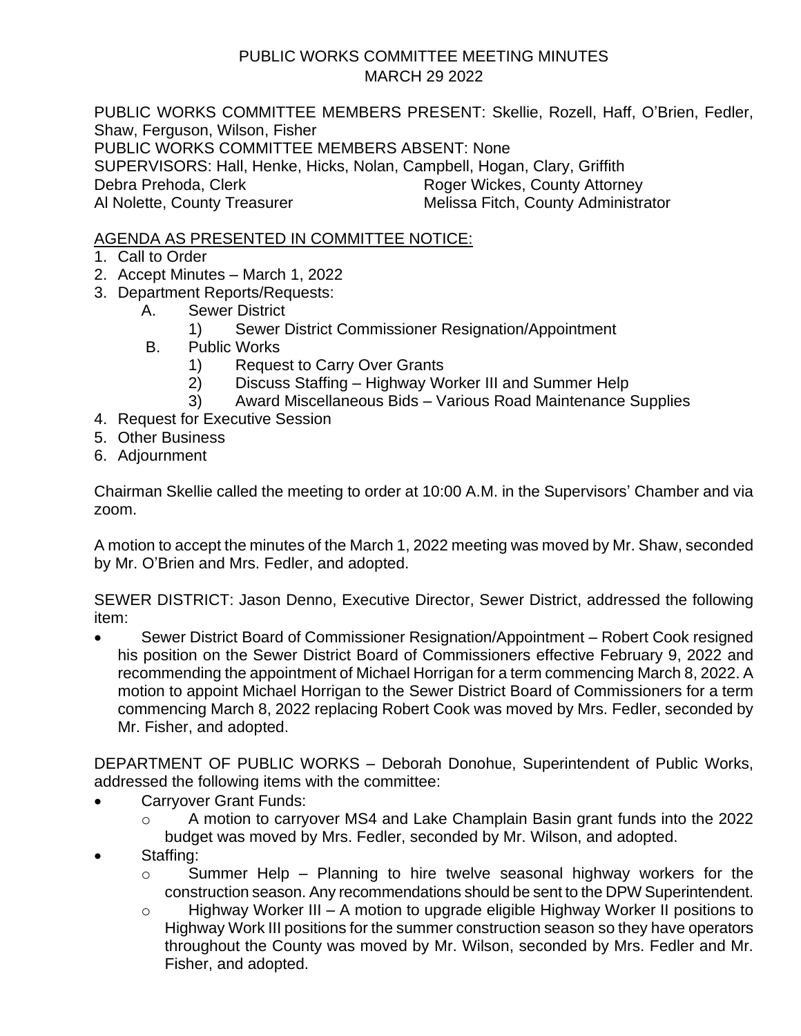# PUBLIC WORKS COMMITTEE MEETING MINUTES
## MARCH 29 2022

PUBLIC WORKS COMMITTEE MEMBERS PRESENT: Skellie, Rozell, Haff, O'Brien, Fedler, Shaw, Ferguson, Wilson, Fisher
PUBLIC WORKS COMMITTEE MEMBERS ABSENT: None
SUPERVISORS: Hall, Henke, Hicks, Nolan, Campbell, Hogan, Clary, Griffith
Debra Prehoda, Clerk — Roger Wickes, County Attorney
Al Nolette, County Treasurer — Melissa Fitch, County Administrator

AGENDA AS PRESENTED IN COMMITTEE NOTICE:

1. Call to Order
2. Accept Minutes – March 1, 2022
3. Department Reports/Requests:
   - A. Sewer District
     - 1) Sewer District Commissioner Resignation/Appointment
   - B. Public Works
     - 1) Request to Carry Over Grants
     - 2) Discuss Staffing – Highway Worker III and Summer Help
     - 3) Award Miscellaneous Bids – Various Road Maintenance Supplies
4. Request for Executive Session
5. Other Business
6. Adjournment

Chairman Skellie called the meeting to order at 10:00 A.M. in the Supervisors' Chamber and via zoom.

A motion to accept the minutes of the March 1, 2022 meeting was moved by Mr. Shaw, seconded by Mr. O'Brien and Mrs. Fedler, and adopted.

SEWER DISTRICT: Jason Denno, Executive Director, Sewer District, addressed the following item:

- Sewer District Board of Commissioner Resignation/Appointment – Robert Cook resigned his position on the Sewer District Board of Commissioners effective February 9, 2022 and recommending the appointment of Michael Horrigan for a term commencing March 8, 2022. A motion to appoint Michael Horrigan to the Sewer District Board of Commissioners for a term commencing March 8, 2022 replacing Robert Cook was moved by Mrs. Fedler, seconded by Mr. Fisher, and adopted.

DEPARTMENT OF PUBLIC WORKS – Deborah Donohue, Superintendent of Public Works, addressed the following items with the committee:

- Carryover Grant Funds:
  - A motion to carryover MS4 and Lake Champlain Basin grant funds into the 2022 budget was moved by Mrs. Fedler, seconded by Mr. Wilson, and adopted.
- Staffing:
  - Summer Help – Planning to hire twelve seasonal highway workers for the construction season. Any recommendations should be sent to the DPW Superintendent.
  - Highway Worker III – A motion to upgrade eligible Highway Worker II positions to Highway Work III positions for the summer construction season so they have operators throughout the County was moved by Mr. Wilson, seconded by Mrs. Fedler and Mr. Fisher, and adopted.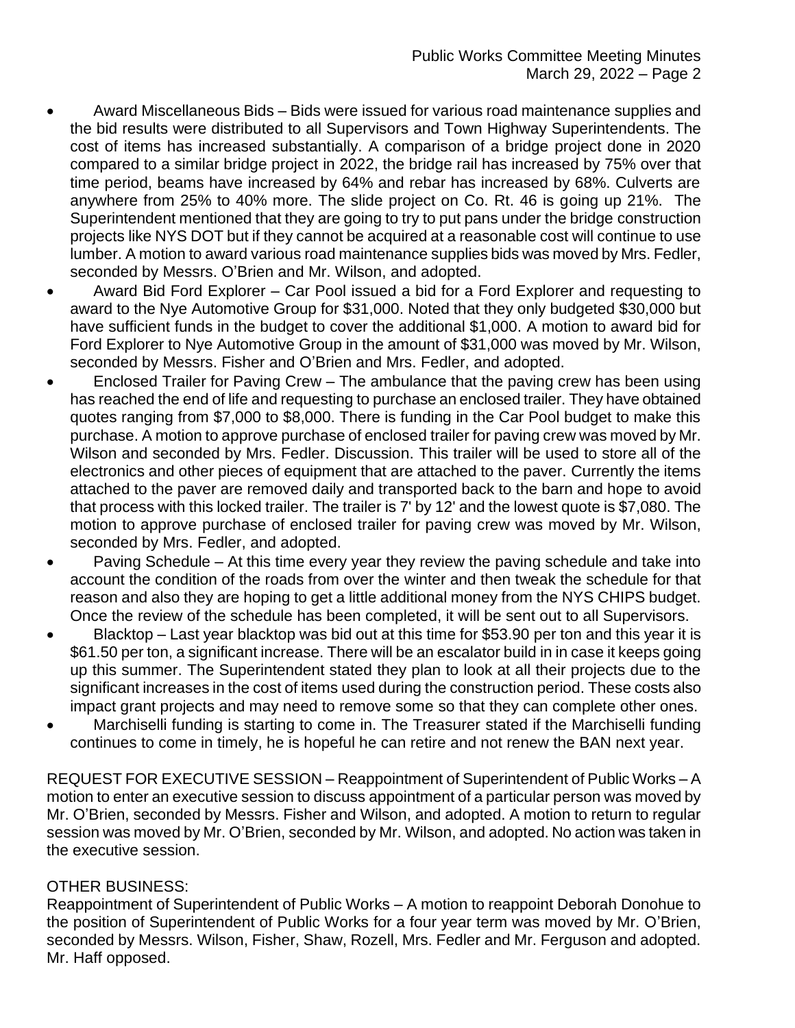- Award Miscellaneous Bids – Bids were issued for various road maintenance supplies and the bid results were distributed to all Supervisors and Town Highway Superintendents. The cost of items has increased substantially. A comparison of a bridge project done in 2020 compared to a similar bridge project in 2022, the bridge rail has increased by 75% over that time period, beams have increased by 64% and rebar has increased by 68%. Culverts are anywhere from 25% to 40% more. The slide project on Co. Rt. 46 is going up 21%. The Superintendent mentioned that they are going to try to put pans under the bridge construction projects like NYS DOT but if they cannot be acquired at a reasonable cost will continue to use lumber. A motion to award various road maintenance supplies bids was moved by Mrs. Fedler, seconded by Messrs. O'Brien and Mr. Wilson, and adopted.
- Award Bid Ford Explorer – Car Pool issued a bid for a Ford Explorer and requesting to award to the Nye Automotive Group for $31,000. Noted that they only budgeted $30,000 but have sufficient funds in the budget to cover the additional $1,000. A motion to award bid for Ford Explorer to Nye Automotive Group in the amount of $31,000 was moved by Mr. Wilson, seconded by Messrs. Fisher and O'Brien and Mrs. Fedler, and adopted.
- Enclosed Trailer for Paving Crew – The ambulance that the paving crew has been using has reached the end of life and requesting to purchase an enclosed trailer. They have obtained quotes ranging from $7,000 to $8,000. There is funding in the Car Pool budget to make this purchase. A motion to approve purchase of enclosed trailer for paving crew was moved by Mr. Wilson and seconded by Mrs. Fedler. Discussion. This trailer will be used to store all of the electronics and other pieces of equipment that are attached to the paver. Currently the items attached to the paver are removed daily and transported back to the barn and hope to avoid that process with this locked trailer. The trailer is 7' by 12' and the lowest quote is $7,080. The motion to approve purchase of enclosed trailer for paving crew was moved by Mr. Wilson, seconded by Mrs. Fedler, and adopted.
- Paving Schedule – At this time every year they review the paving schedule and take into account the condition of the roads from over the winter and then tweak the schedule for that reason and also they are hoping to get a little additional money from the NYS CHIPS budget. Once the review of the schedule has been completed, it will be sent out to all Supervisors.
- Blacktop – Last year blacktop was bid out at this time for $53.90 per ton and this year it is $61.50 per ton, a significant increase. There will be an escalator build in in case it keeps going up this summer. The Superintendent stated they plan to look at all their projects due to the significant increases in the cost of items used during the construction period. These costs also impact grant projects and may need to remove some so that they can complete other ones.
- Marchiselli funding is starting to come in. The Treasurer stated if the Marchiselli funding continues to come in timely, he is hopeful he can retire and not renew the BAN next year.

REQUEST FOR EXECUTIVE SESSION – Reappointment of Superintendent of Public Works – A motion to enter an executive session to discuss appointment of a particular person was moved by Mr. O'Brien, seconded by Messrs. Fisher and Wilson, and adopted. A motion to return to regular session was moved by Mr. O'Brien, seconded by Mr. Wilson, and adopted. No action was taken in the executive session.

OTHER BUSINESS:
Reappointment of Superintendent of Public Works – A motion to reappoint Deborah Donohue to the position of Superintendent of Public Works for a four year term was moved by Mr. O'Brien, seconded by Messrs. Wilson, Fisher, Shaw, Rozell, Mrs. Fedler and Mr. Ferguson and adopted. Mr. Haff opposed.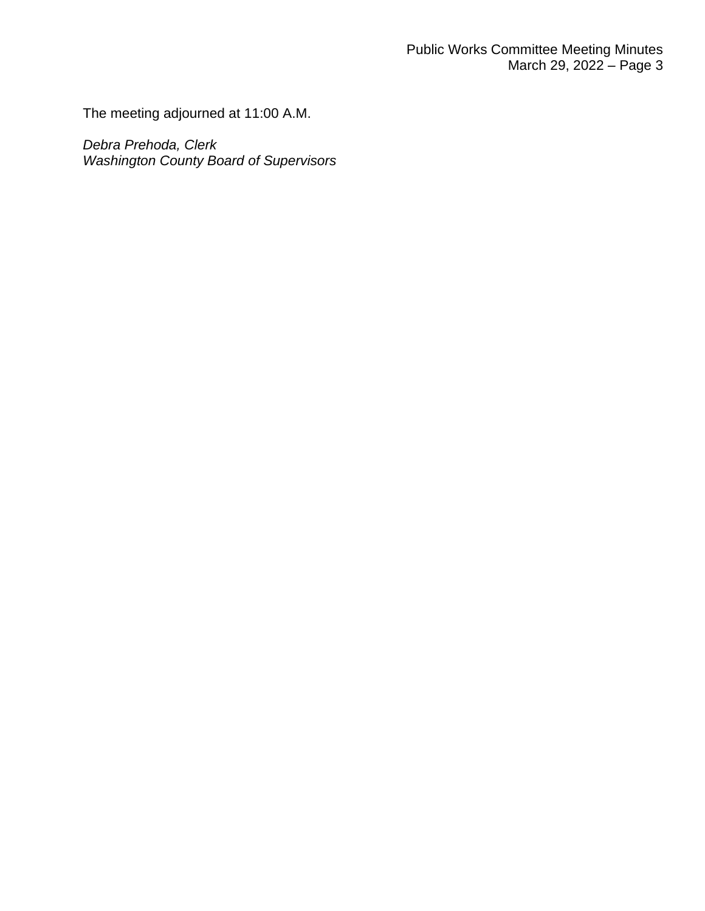The meeting adjourned at 11:00 A.M.

*Debra Prehoda, Clerk*
*Washington County Board of Supervisors*